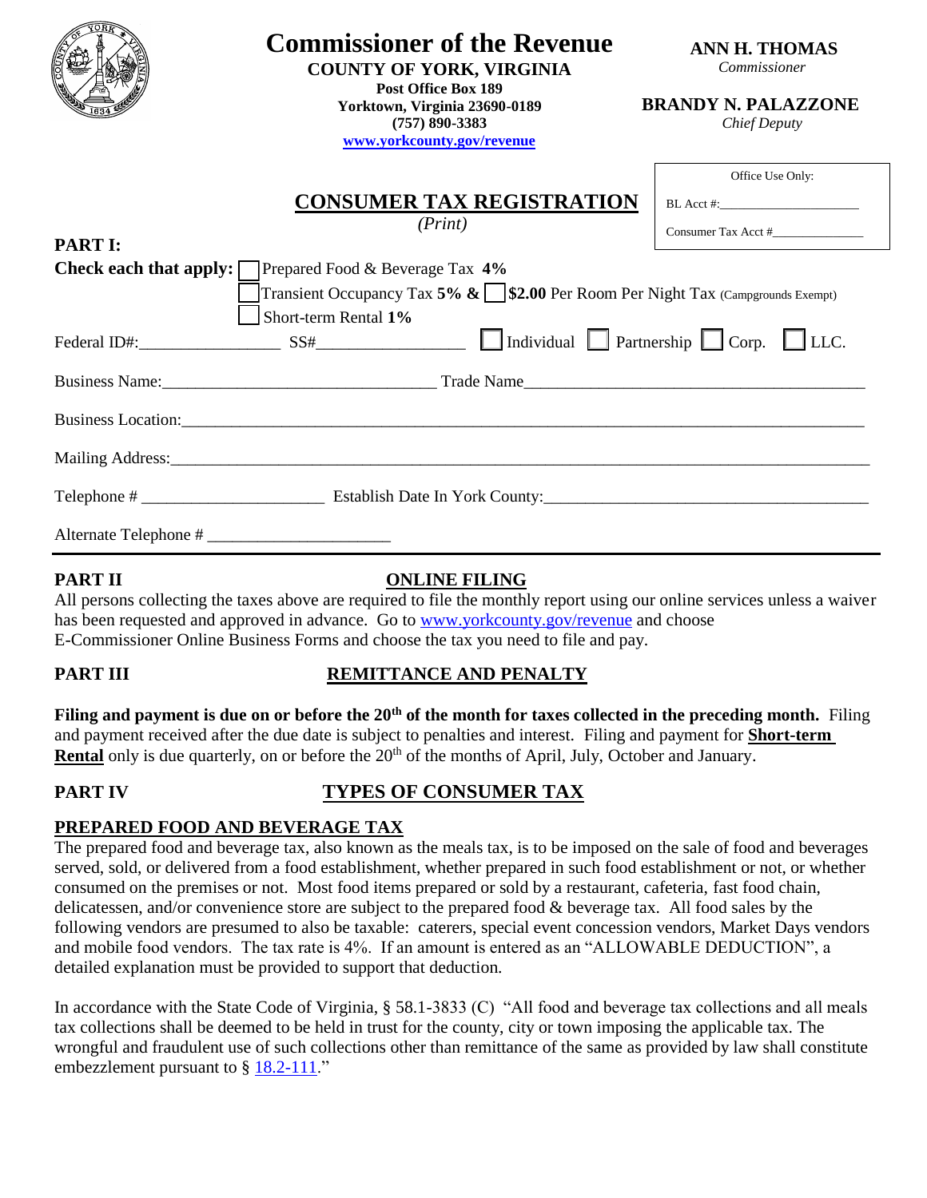# Commissioner of the Revenue

**COUNTY OF YORK, VIRGINIA**
**Post Office Box 189**
**Yorktown, Virginia 23690-0189**
**(757) 890-3383**
**www.yorkcounty.gov/revenue**

**ANN H. THOMAS**
*Commissioner*

**BRANDY N. PALAZZONE**
*Chief Deputy*

Office Use Only:

BL Acct #:____________________

Consumer Tax Acct #_____________

## CONSUMER TAX REGISTRATION

*(Print)*

**PART I:**

**Check each that apply:** ☐ Prepared Food & Beverage Tax **4%**

☐ Transient Occupancy Tax **5% &** ☐ **$2.00** Per Room Per Night Tax (Campgrounds Exempt)

☐ Short-term Rental **1%**

Federal ID#:_______________ SS#_________________ ☐ Individual ☐ Partnership ☐ Corp. ☐ LLC.

Business Name:_______________________________ Trade Name_______________________________________

Business Location:_____________________________________________________________________________

Mailing Address:_______________________________________________________________________________

Telephone # ____________________ Establish Date In York County:_____________________________________

Alternate Telephone # ____________________

---

**PART II** **ONLINE FILING**

All persons collecting the taxes above are required to file the monthly report using our online services unless a waiver has been requested and approved in advance. Go to www.yorkcounty.gov/revenue and choose E-Commissioner Online Business Forms and choose the tax you need to file and pay.

**PART III** **REMITTANCE AND PENALTY**

**Filing and payment is due on or before the 20th of the month for taxes collected in the preceding month.** Filing and payment received after the due date is subject to penalties and interest. Filing and payment for **Short-term Rental** only is due quarterly, on or before the 20th of the months of April, July, October and January.

**PART IV** **TYPES OF CONSUMER TAX**

**PREPARED FOOD AND BEVERAGE TAX**

The prepared food and beverage tax, also known as the meals tax, is to be imposed on the sale of food and beverages served, sold, or delivered from a food establishment, whether prepared in such food establishment or not, or whether consumed on the premises or not. Most food items prepared or sold by a restaurant, cafeteria, fast food chain, delicatessen, and/or convenience store are subject to the prepared food & beverage tax. All food sales by the following vendors are presumed to also be taxable: caterers, special event concession vendors, Market Days vendors and mobile food vendors. The tax rate is 4%. If an amount is entered as an "ALLOWABLE DEDUCTION", a detailed explanation must be provided to support that deduction.

In accordance with the State Code of Virginia, § 58.1-3833 (C) "All food and beverage tax collections and all meals tax collections shall be deemed to be held in trust for the county, city or town imposing the applicable tax. The wrongful and fraudulent use of such collections other than remittance of the same as provided by law shall constitute embezzlement pursuant to § 18.2-111."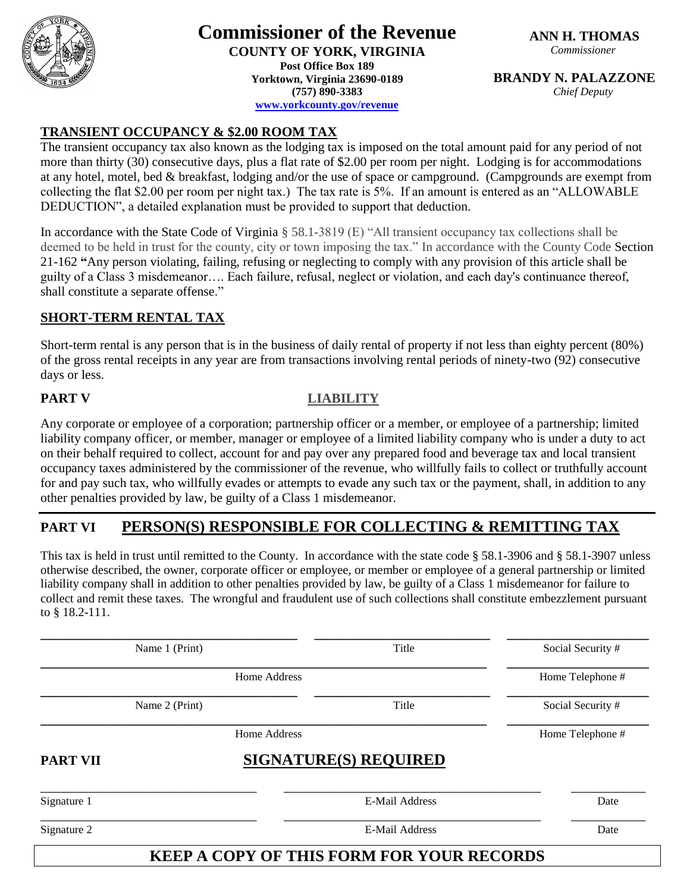# Commissioner of the Revenue

**COUNTY OF YORK, VIRGINIA**
**Post Office Box 189**
**Yorktown, Virginia 23690-0189**
**(757) 890-3383**
**www.yorkcounty.gov/revenue**

**ANN H. THOMAS**
*Commissioner*

**BRANDY N. PALAZZONE**
*Chief Deputy*

## TRANSIENT OCCUPANCY & $2.00 ROOM TAX

The transient occupancy tax also known as the lodging tax is imposed on the total amount paid for any period of not more than thirty (30) consecutive days, plus a flat rate of $2.00 per room per night. Lodging is for accommodations at any hotel, motel, bed & breakfast, lodging and/or the use of space or campground. (Campgrounds are exempt from collecting the flat $2.00 per room per night tax.) The tax rate is 5%. If an amount is entered as an "ALLOWABLE DEDUCTION", a detailed explanation must be provided to support that deduction.

In accordance with the State Code of Virginia § 58.1-3819 (E) "All transient occupancy tax collections shall be deemed to be held in trust for the county, city or town imposing the tax." In accordance with the County Code Section 21-162 "Any person violating, failing, refusing or neglecting to comply with any provision of this article shall be guilty of a Class 3 misdemeanor…. Each failure, refusal, neglect or violation, and each day's continuance thereof, shall constitute a separate offense."

## SHORT-TERM RENTAL TAX

Short-term rental is any person that is in the business of daily rental of property if not less than eighty percent (80%) of the gross rental receipts in any year are from transactions involving rental periods of ninety-two (92) consecutive days or less.

## PART V LIABILITY

Any corporate or employee of a corporation; partnership officer or a member, or employee of a partnership; limited liability company officer, or member, manager or employee of a limited liability company who is under a duty to act on their behalf required to collect, account for and pay over any prepared food and beverage tax and local transient occupancy taxes administered by the commissioner of the revenue, who willfully fails to collect or truthfully account for and pay such tax, who willfully evades or attempts to evade any such tax or the payment, shall, in addition to any other penalties provided by law, be guilty of a Class 1 misdemeanor.

## PART VI PERSON(S) RESPONSIBLE FOR COLLECTING & REMITTING TAX

This tax is held in trust until remitted to the County. In accordance with the state code § 58.1-3906 and § 58.1-3907 unless otherwise described, the owner, corporate officer or employee, or member or employee of a general partnership or limited liability company shall in addition to other penalties provided by law, be guilty of a Class 1 misdemeanor for failure to collect and remit these taxes. The wrongful and fraudulent use of such collections shall constitute embezzlement pursuant to § 18.2-111.

| | | |
|---|---|---|
| Name 1 (Print) | Title | Social Security # |
| Home Address | | Home Telephone # |
| Name 2 (Print) | Title | Social Security # |
| Home Address | | Home Telephone # |

## PART VII SIGNATURE(S) REQUIRED

| | | |
|---|---|---|
| Signature 1 | E-Mail Address | Date |
| Signature 2 | E-Mail Address | Date |

**KEEP A COPY OF THIS FORM FOR YOUR RECORDS**